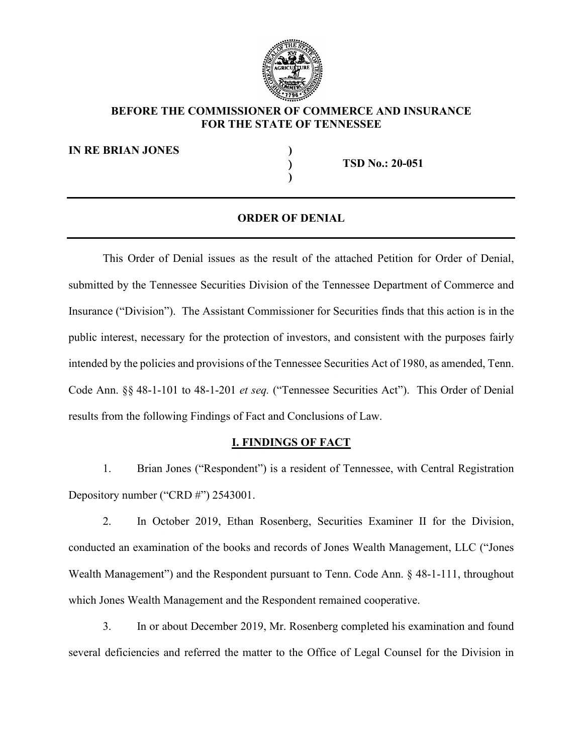**BEFORE THE COMMISSIONER OF COMMERCE AND INSURANCE**
**FOR THE STATE OF TENNESSEE**

**IN RE BRIAN JONES** ) **TSD No.: 20-051**

# ORDER OF DENIAL

This Order of Denial issues as the result of the attached Petition for Order of Denial, submitted by the Tennessee Securities Division of the Tennessee Department of Commerce and Insurance ("Division"). The Assistant Commissioner for Securities finds that this action is in the public interest, necessary for the protection of investors, and consistent with the purposes fairly intended by the policies and provisions of the Tennessee Securities Act of 1980, as amended, Tenn. Code Ann. §§ 48-1-101 to 48-1-201 *et seq.* ("Tennessee Securities Act"). This Order of Denial results from the following Findings of Fact and Conclusions of Law.

## I. FINDINGS OF FACT

1. Brian Jones ("Respondent") is a resident of Tennessee, with Central Registration Depository number ("CRD #") 2543001.

2. In October 2019, Ethan Rosenberg, Securities Examiner II for the Division, conducted an examination of the books and records of Jones Wealth Management, LLC ("Jones Wealth Management") and the Respondent pursuant to Tenn. Code Ann. § 48-1-111, throughout which Jones Wealth Management and the Respondent remained cooperative.

3. In or about December 2019, Mr. Rosenberg completed his examination and found several deficiencies and referred the matter to the Office of Legal Counsel for the Division in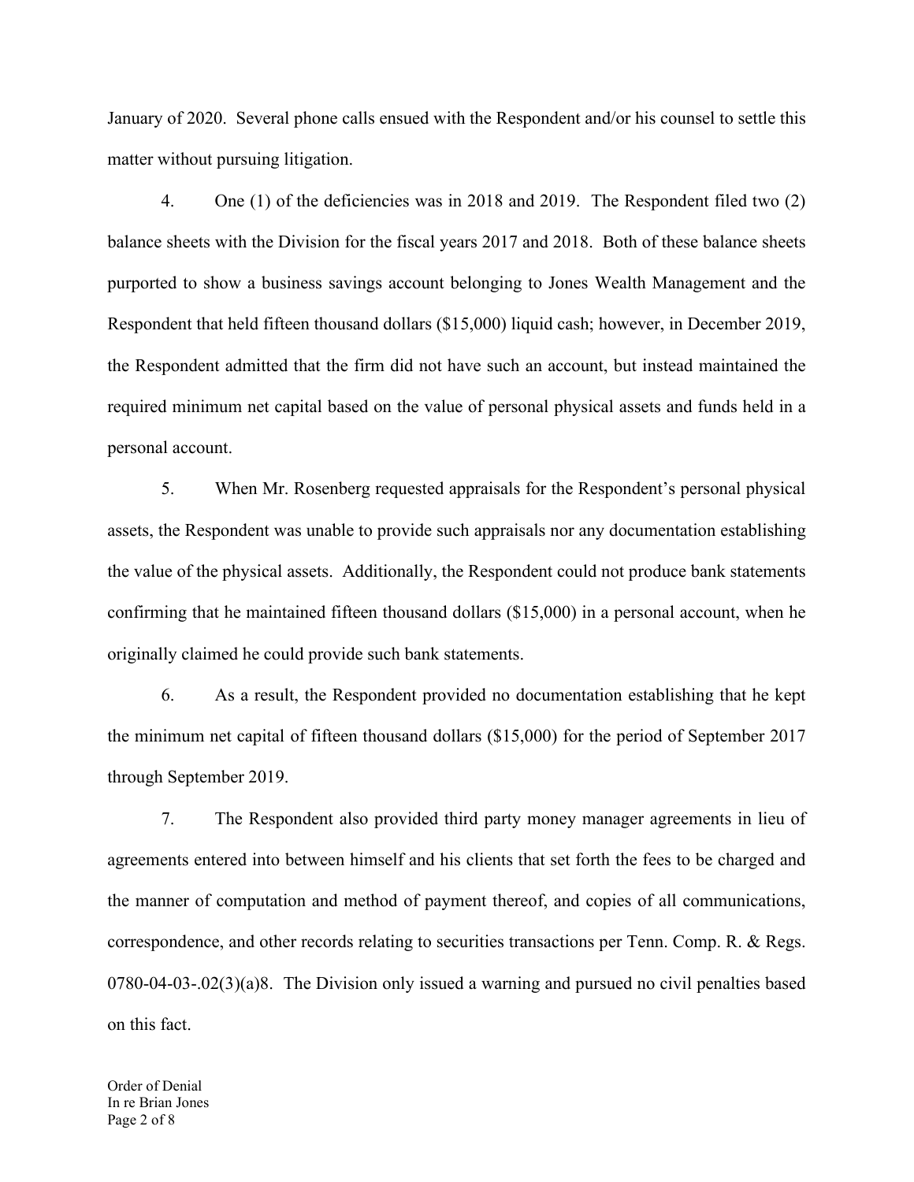January of 2020. Several phone calls ensued with the Respondent and/or his counsel to settle this matter without pursuing litigation.

4. One (1) of the deficiencies was in 2018 and 2019. The Respondent filed two (2) balance sheets with the Division for the fiscal years 2017 and 2018. Both of these balance sheets purported to show a business savings account belonging to Jones Wealth Management and the Respondent that held fifteen thousand dollars ($15,000) liquid cash; however, in December 2019, the Respondent admitted that the firm did not have such an account, but instead maintained the required minimum net capital based on the value of personal physical assets and funds held in a personal account.

5. When Mr. Rosenberg requested appraisals for the Respondent's personal physical assets, the Respondent was unable to provide such appraisals nor any documentation establishing the value of the physical assets. Additionally, the Respondent could not produce bank statements confirming that he maintained fifteen thousand dollars ($15,000) in a personal account, when he originally claimed he could provide such bank statements.

6. As a result, the Respondent provided no documentation establishing that he kept the minimum net capital of fifteen thousand dollars ($15,000) for the period of September 2017 through September 2019.

7. The Respondent also provided third party money manager agreements in lieu of agreements entered into between himself and his clients that set forth the fees to be charged and the manner of computation and method of payment thereof, and copies of all communications, correspondence, and other records relating to securities transactions per Tenn. Comp. R. & Regs. 0780-04-03-.02(3)(a)8. The Division only issued a warning and pursued no civil penalties based on this fact.

Order of Denial
In re Brian Jones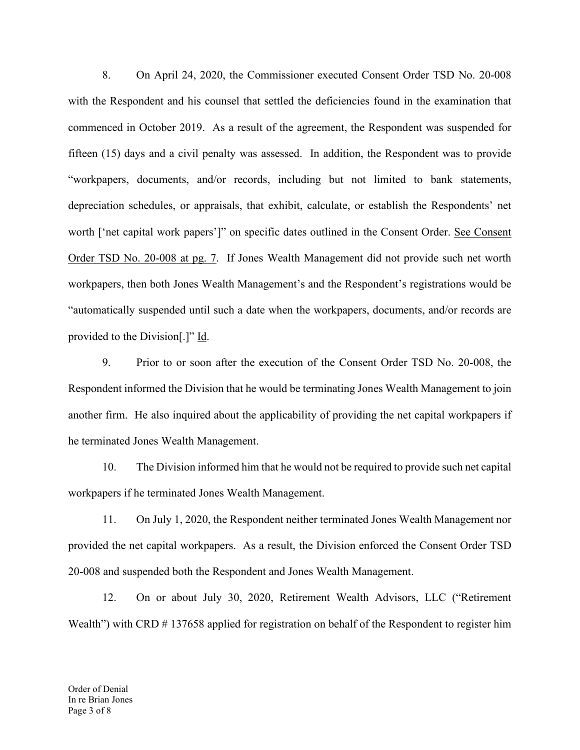8. On April 24, 2020, the Commissioner executed Consent Order TSD No. 20-008 with the Respondent and his counsel that settled the deficiencies found in the examination that commenced in October 2019. As a result of the agreement, the Respondent was suspended for fifteen (15) days and a civil penalty was assessed. In addition, the Respondent was to provide "workpapers, documents, and/or records, including but not limited to bank statements, depreciation schedules, or appraisals, that exhibit, calculate, or establish the Respondents' net worth ['net capital work papers']" on specific dates outlined in the Consent Order. See Consent Order TSD No. 20-008 at pg. 7. If Jones Wealth Management did not provide such net worth workpapers, then both Jones Wealth Management's and the Respondent's registrations would be "automatically suspended until such a date when the workpapers, documents, and/or records are provided to the Division[.]" Id.

9. Prior to or soon after the execution of the Consent Order TSD No. 20-008, the Respondent informed the Division that he would be terminating Jones Wealth Management to join another firm. He also inquired about the applicability of providing the net capital workpapers if he terminated Jones Wealth Management.

10. The Division informed him that he would not be required to provide such net capital workpapers if he terminated Jones Wealth Management.

11. On July 1, 2020, the Respondent neither terminated Jones Wealth Management nor provided the net capital workpapers. As a result, the Division enforced the Consent Order TSD 20-008 and suspended both the Respondent and Jones Wealth Management.

12. On or about July 30, 2020, Retirement Wealth Advisors, LLC ("Retirement Wealth") with CRD # 137658 applied for registration on behalf of the Respondent to register him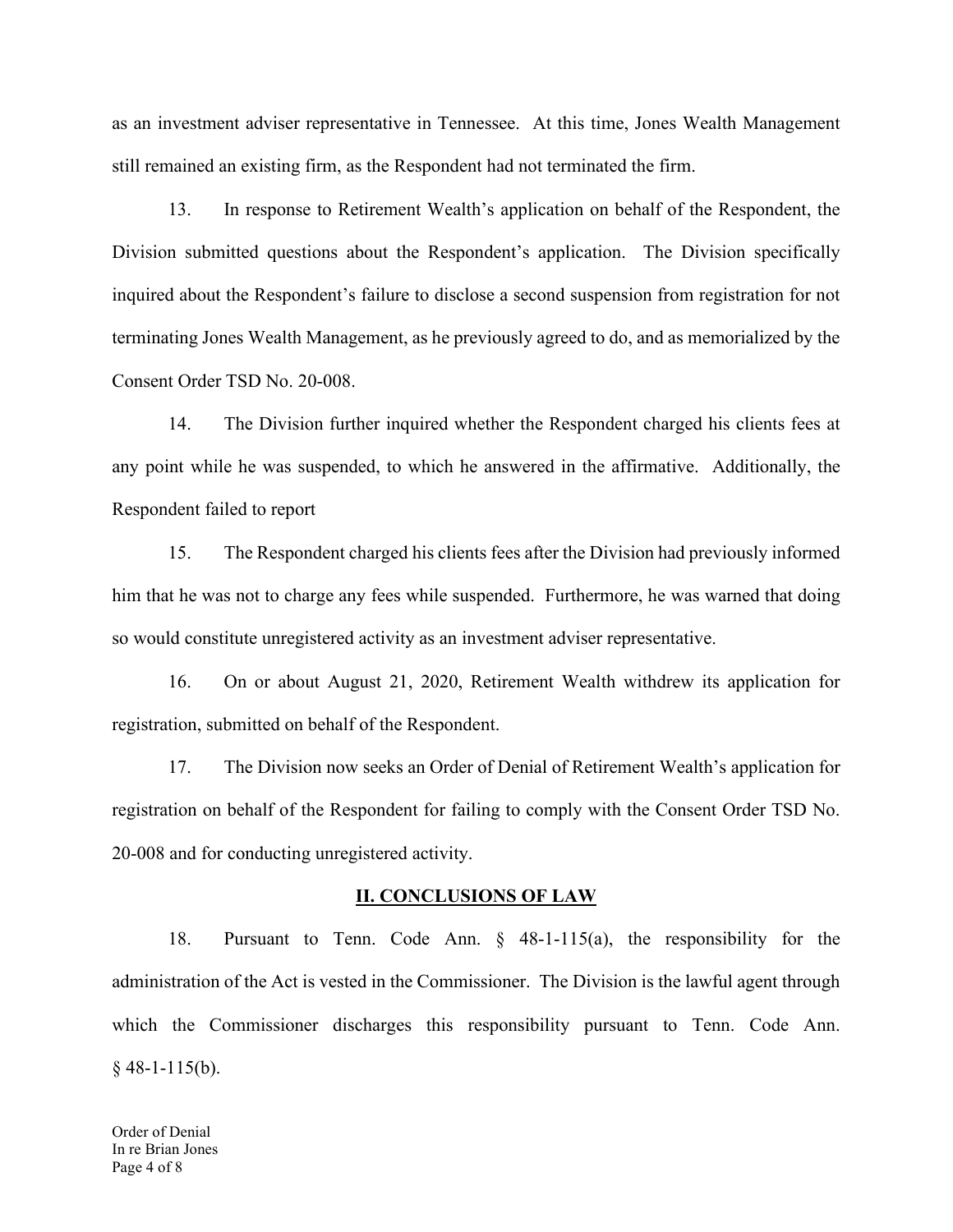as an investment adviser representative in Tennessee. At this time, Jones Wealth Management still remained an existing firm, as the Respondent had not terminated the firm.

13. In response to Retirement Wealth's application on behalf of the Respondent, the Division submitted questions about the Respondent's application. The Division specifically inquired about the Respondent's failure to disclose a second suspension from registration for not terminating Jones Wealth Management, as he previously agreed to do, and as memorialized by the Consent Order TSD No. 20-008.

14. The Division further inquired whether the Respondent charged his clients fees at any point while he was suspended, to which he answered in the affirmative. Additionally, the Respondent failed to report

15. The Respondent charged his clients fees after the Division had previously informed him that he was not to charge any fees while suspended. Furthermore, he was warned that doing so would constitute unregistered activity as an investment adviser representative.

16. On or about August 21, 2020, Retirement Wealth withdrew its application for registration, submitted on behalf of the Respondent.

17. The Division now seeks an Order of Denial of Retirement Wealth's application for registration on behalf of the Respondent for failing to comply with the Consent Order TSD No. 20-008 and for conducting unregistered activity.

## II. CONCLUSIONS OF LAW

18. Pursuant to Tenn. Code Ann. § 48-1-115(a), the responsibility for the administration of the Act is vested in the Commissioner. The Division is the lawful agent through which the Commissioner discharges this responsibility pursuant to Tenn. Code Ann. § 48-1-115(b).

Order of Denial
In re Brian Jones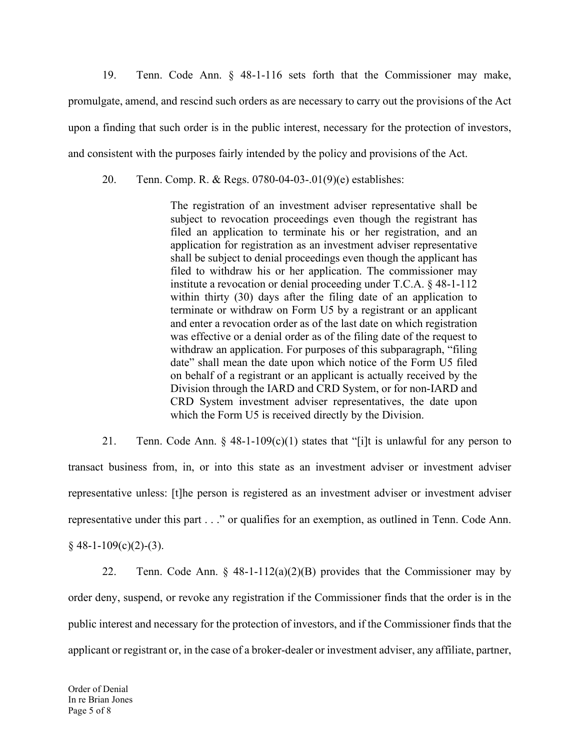19. Tenn. Code Ann. § 48-1-116 sets forth that the Commissioner may make, promulgate, amend, and rescind such orders as are necessary to carry out the provisions of the Act upon a finding that such order is in the public interest, necessary for the protection of investors, and consistent with the purposes fairly intended by the policy and provisions of the Act.

20. Tenn. Comp. R. & Regs. 0780-04-03-.01(9)(e) establishes:

> The registration of an investment adviser representative shall be subject to revocation proceedings even though the registrant has filed an application to terminate his or her registration, and an application for registration as an investment adviser representative shall be subject to denial proceedings even though the applicant has filed to withdraw his or her application. The commissioner may institute a revocation or denial proceeding under T.C.A. § 48-1-112 within thirty (30) days after the filing date of an application to terminate or withdraw on Form U5 by a registrant or an applicant and enter a revocation order as of the last date on which registration was effective or a denial order as of the filing date of the request to withdraw an application. For purposes of this subparagraph, "filing date" shall mean the date upon which notice of the Form U5 filed on behalf of a registrant or an applicant is actually received by the Division through the IARD and CRD System, or for non-IARD and CRD System investment adviser representatives, the date upon which the Form U5 is received directly by the Division.

21. Tenn. Code Ann. § 48-1-109(c)(1) states that "[i]t is unlawful for any person to transact business from, in, or into this state as an investment adviser or investment adviser representative unless: [t]he person is registered as an investment adviser or investment adviser representative under this part . . ." or qualifies for an exemption, as outlined in Tenn. Code Ann. § 48-1-109(c)(2)-(3).

22. Tenn. Code Ann. § 48-1-112(a)(2)(B) provides that the Commissioner may by order deny, suspend, or revoke any registration if the Commissioner finds that the order is in the public interest and necessary for the protection of investors, and if the Commissioner finds that the applicant or registrant or, in the case of a broker-dealer or investment adviser, any affiliate, partner,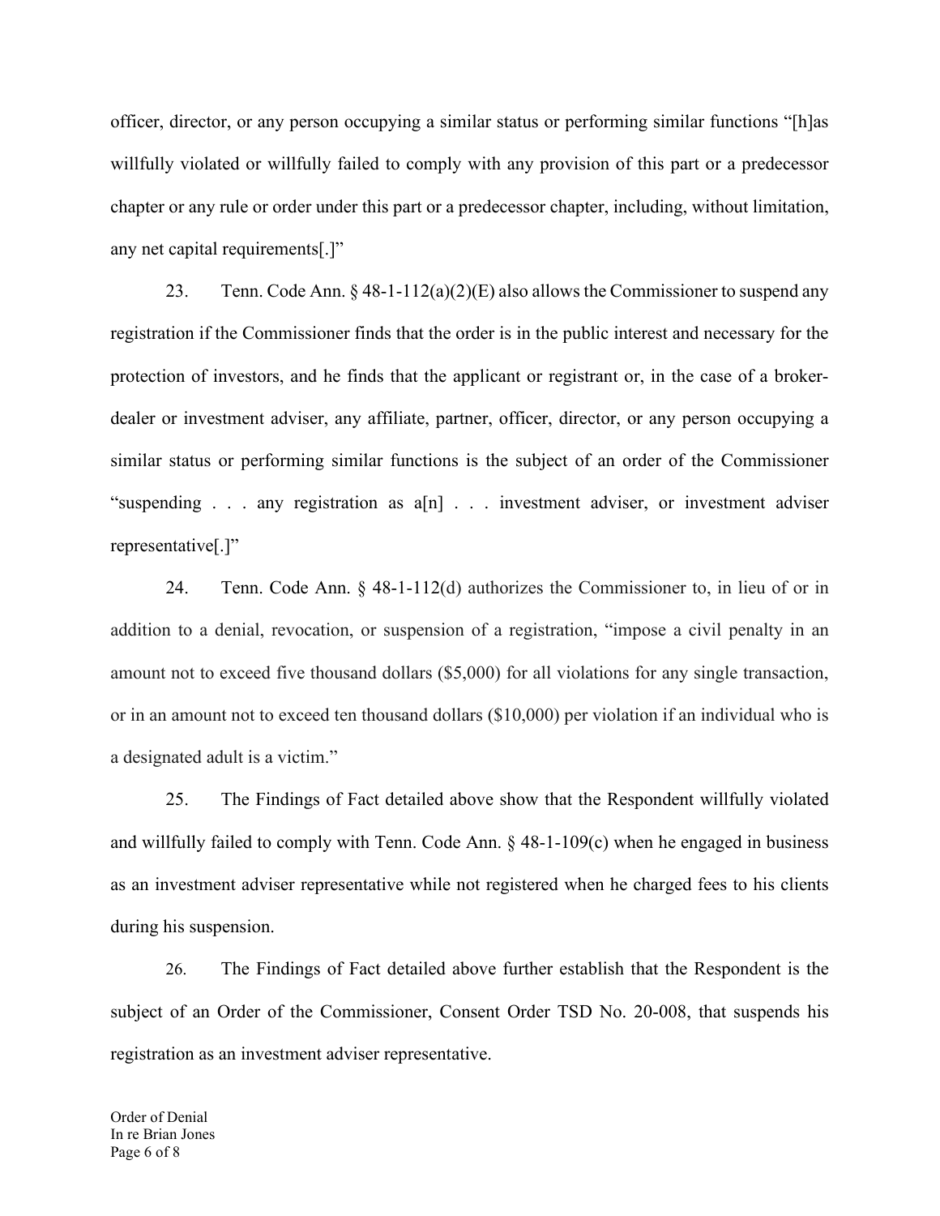officer, director, or any person occupying a similar status or performing similar functions "[h]as willfully violated or willfully failed to comply with any provision of this part or a predecessor chapter or any rule or order under this part or a predecessor chapter, including, without limitation, any net capital requirements[.]"

23. Tenn. Code Ann. § 48-1-112(a)(2)(E) also allows the Commissioner to suspend any registration if the Commissioner finds that the order is in the public interest and necessary for the protection of investors, and he finds that the applicant or registrant or, in the case of a broker-dealer or investment adviser, any affiliate, partner, officer, director, or any person occupying a similar status or performing similar functions is the subject of an order of the Commissioner "suspending . . . any registration as a[n] . . . investment adviser, or investment adviser representative[.]"

24. Tenn. Code Ann. § 48-1-112(d) authorizes the Commissioner to, in lieu of or in addition to a denial, revocation, or suspension of a registration, "impose a civil penalty in an amount not to exceed five thousand dollars ($5,000) for all violations for any single transaction, or in an amount not to exceed ten thousand dollars ($10,000) per violation if an individual who is a designated adult is a victim."

25. The Findings of Fact detailed above show that the Respondent willfully violated and willfully failed to comply with Tenn. Code Ann. § 48-1-109(c) when he engaged in business as an investment adviser representative while not registered when he charged fees to his clients during his suspension.

26. The Findings of Fact detailed above further establish that the Respondent is the subject of an Order of the Commissioner, Consent Order TSD No. 20-008, that suspends his registration as an investment adviser representative.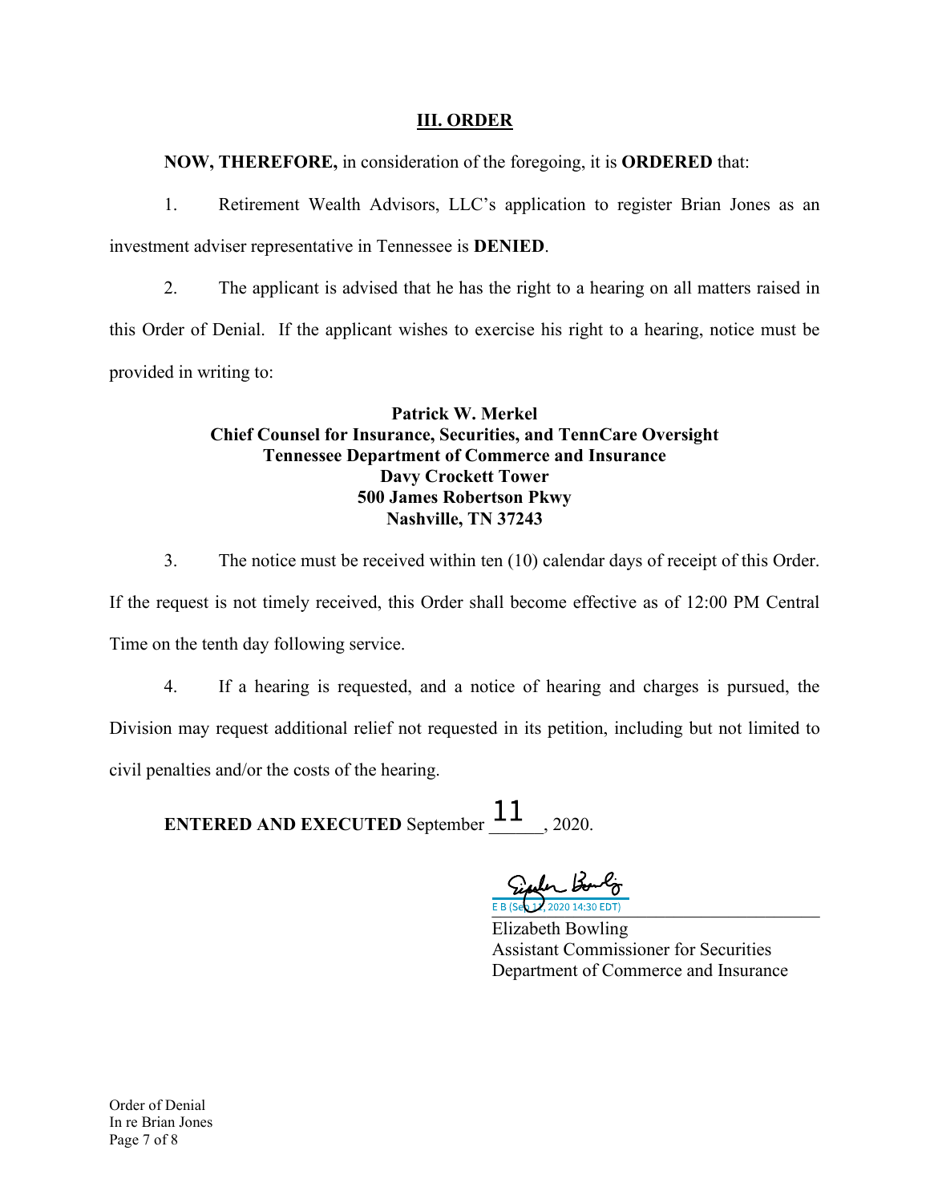## III. ORDER

**NOW, THEREFORE,** in consideration of the foregoing, it is **ORDERED** that:

1. Retirement Wealth Advisors, LLC's application to register Brian Jones as an investment adviser representative in Tennessee is **DENIED**.

2. The applicant is advised that he has the right to a hearing on all matters raised in this Order of Denial. If the applicant wishes to exercise his right to a hearing, notice must be provided in writing to:

**Patrick W. Merkel**
**Chief Counsel for Insurance, Securities, and TennCare Oversight**
**Tennessee Department of Commerce and Insurance**
**Davy Crockett Tower**
**500 James Robertson Pkwy**
**Nashville, TN 37243**

3. The notice must be received within ten (10) calendar days of receipt of this Order. If the request is not timely received, this Order shall become effective as of 12:00 PM Central Time on the tenth day following service.

4. If a hearing is requested, and a notice of hearing and charges is pursued, the Division may request additional relief not requested in its petition, including but not limited to civil penalties and/or the costs of the hearing.

**ENTERED AND EXECUTED** September 11, 2020.

E B (Sep 11, 2020 14:30 EDT)

Elizabeth Bowling
Assistant Commissioner for Securities
Department of Commerce and Insurance

Order of Denial
In re Brian Jones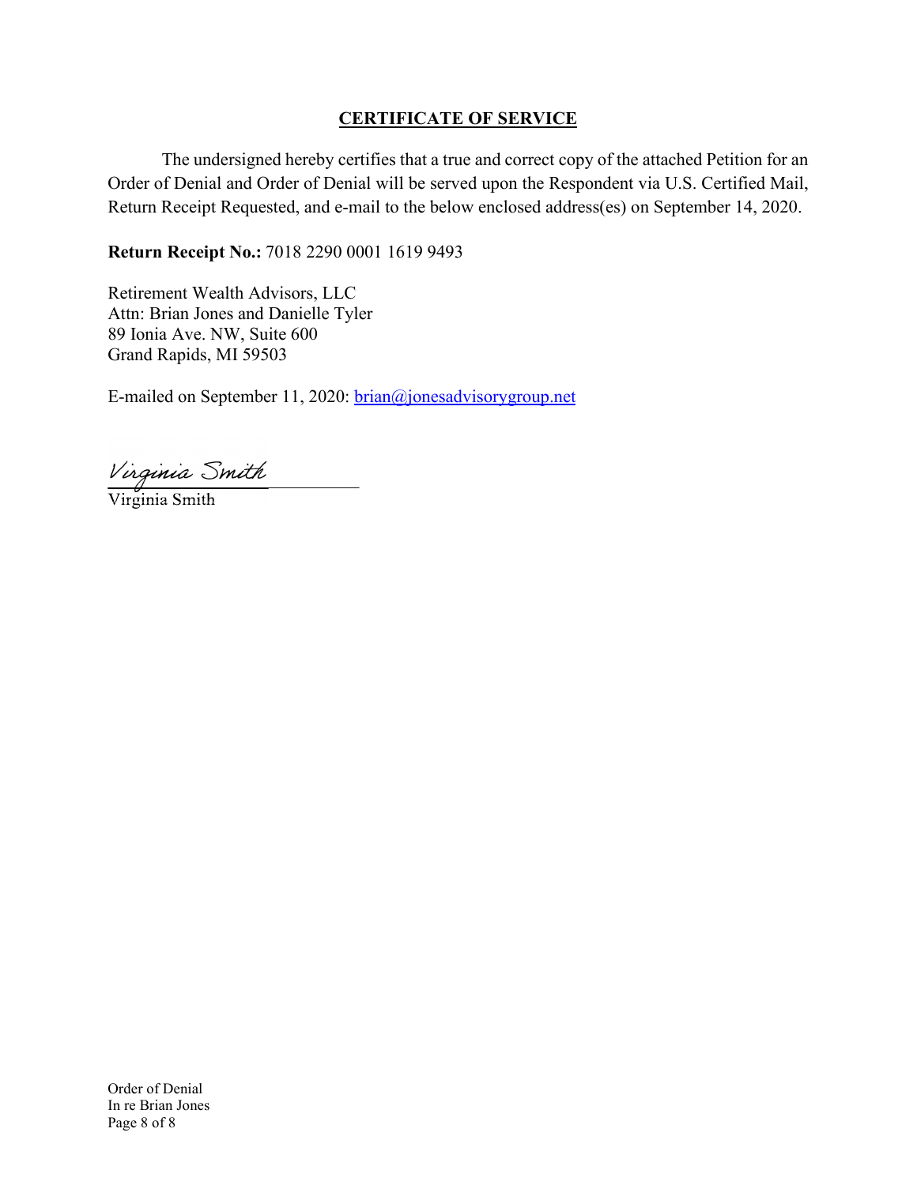## CERTIFICATE OF SERVICE

The undersigned hereby certifies that a true and correct copy of the attached Petition for an Order of Denial and Order of Denial will be served upon the Respondent via U.S. Certified Mail, Return Receipt Requested, and e-mail to the below enclosed address(es) on September 14, 2020.

**Return Receipt No.:** 7018 2290 0001 1619 9493

Retirement Wealth Advisors, LLC
Attn: Brian Jones and Danielle Tyler
89 Ionia Ave. NW, Suite 600
Grand Rapids, MI 59503

E-mailed on September 11, 2020: brian@jonesadvisorygroup.net

*Virginia Smith*
Virginia Smith

Order of Denial
In re Brian Jones